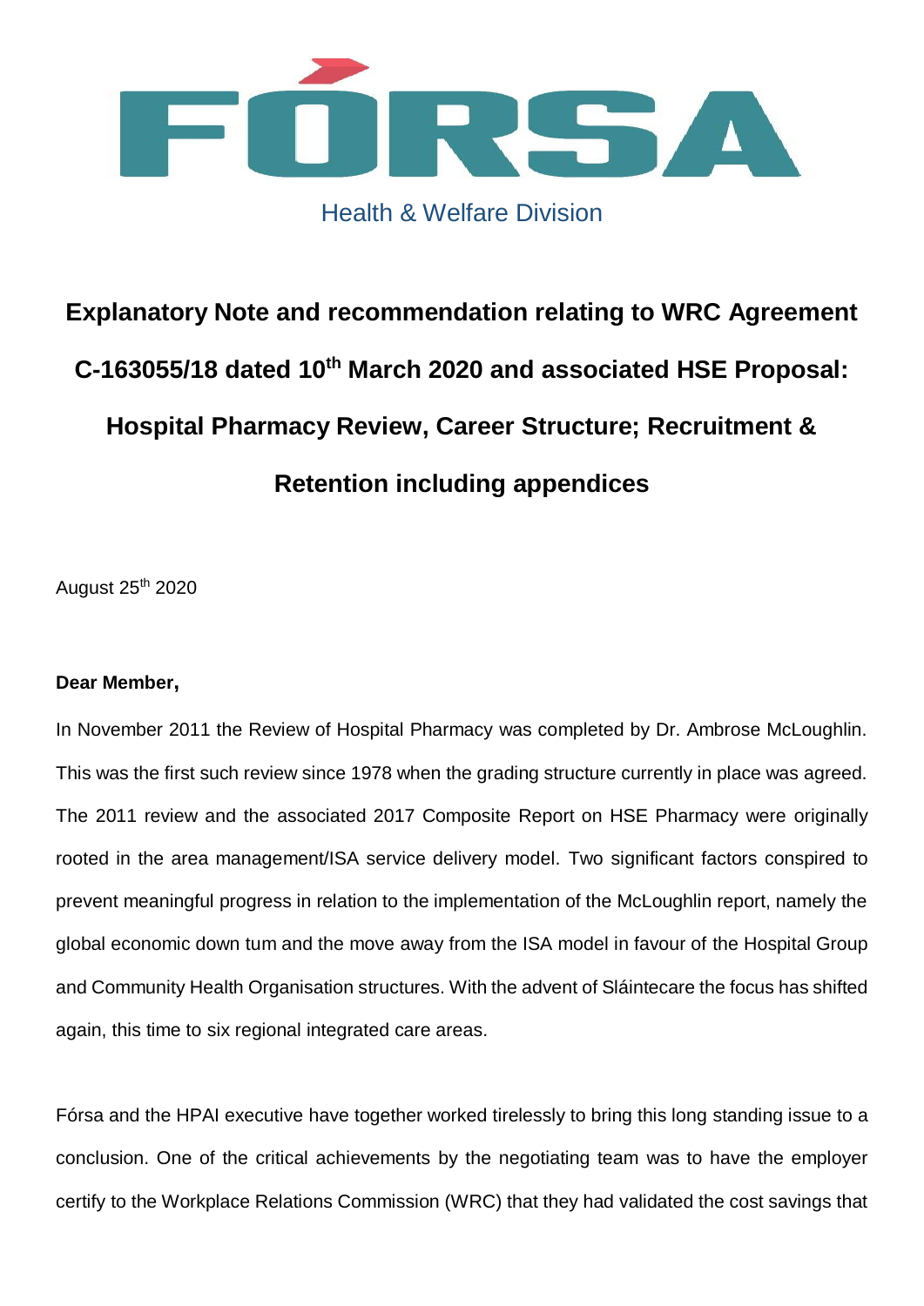# FÓRSA

Health & Welfare Division

## Explanatory Note and recommendation relating to WRC Agreement C-163055/18 dated 10th March 2020 and associated HSE Proposal: Hospital Pharmacy Review, Career Structure; Recruitment & Retention including appendices

August 25th 2020

**Dear Member,**

In November 2011 the Review of Hospital Pharmacy was completed by Dr. Ambrose McLoughlin. This was the first such review since 1978 when the grading structure currently in place was agreed. The 2011 review and the associated 2017 Composite Report on HSE Pharmacy were originally rooted in the area management/ISA service delivery model. Two significant factors conspired to prevent meaningful progress in relation to the implementation of the McLoughlin report, namely the global economic down tum and the move away from the ISA model in favour of the Hospital Group and Community Health Organisation structures. With the advent of Sláintecare the focus has shifted again, this time to six regional integrated care areas.

Fórsa and the HPAI executive have together worked tirelessly to bring this long standing issue to a conclusion. One of the critical achievements by the negotiating team was to have the employer certify to the Workplace Relations Commission (WRC) that they had validated the cost savings that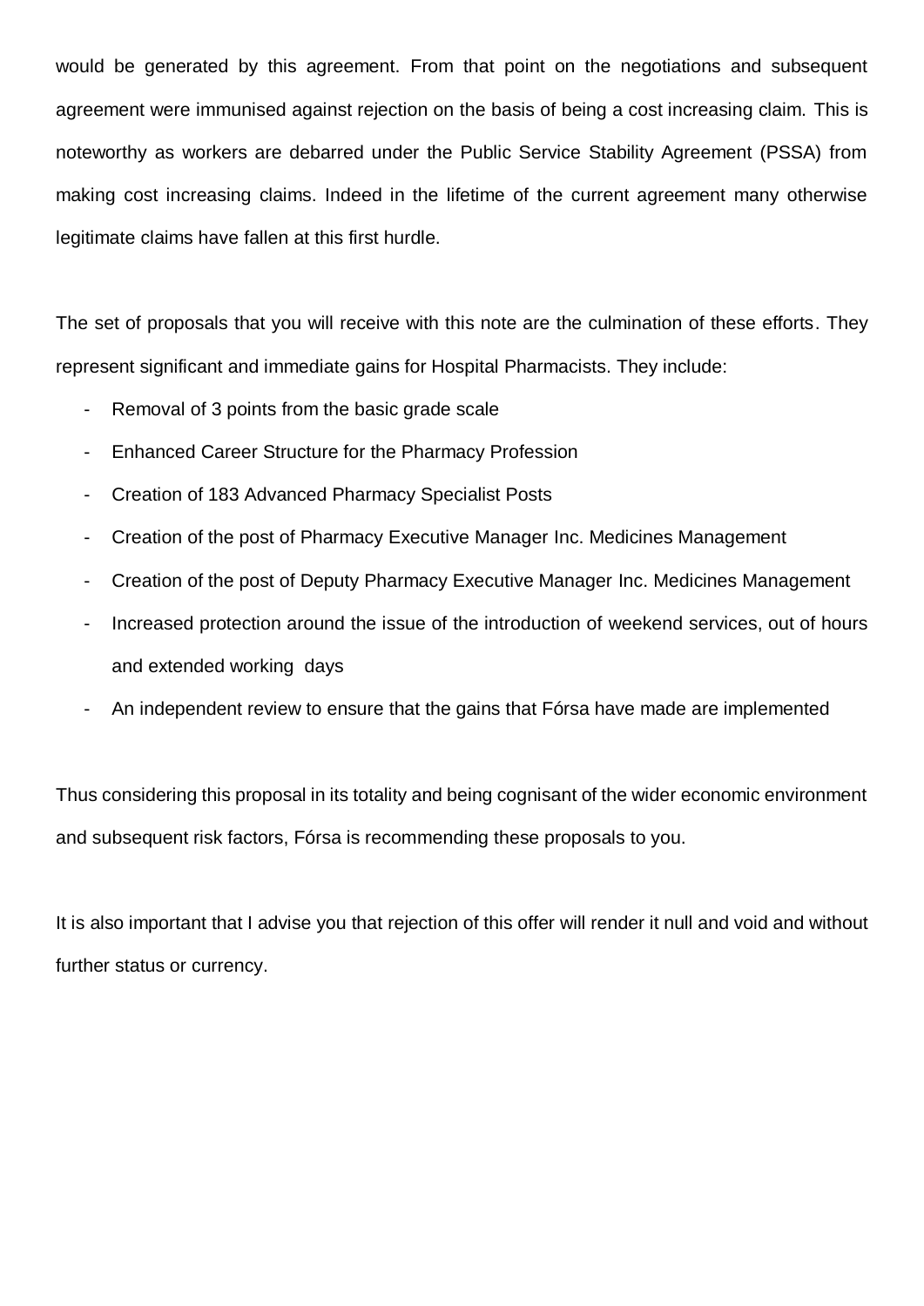would be generated by this agreement. From that point on the negotiations and subsequent agreement were immunised against rejection on the basis of being a cost increasing claim. This is noteworthy as workers are debarred under the Public Service Stability Agreement (PSSA) from making cost increasing claims. Indeed in the lifetime of the current agreement many otherwise legitimate claims have fallen at this first hurdle.

The set of proposals that you will receive with this note are the culmination of these efforts. They represent significant and immediate gains for Hospital Pharmacists. They include:

- Removal of 3 points from the basic grade scale
- Enhanced Career Structure for the Pharmacy Profession
- Creation of 183 Advanced Pharmacy Specialist Posts
- Creation of the post of Pharmacy Executive Manager Inc. Medicines Management
- Creation of the post of Deputy Pharmacy Executive Manager Inc. Medicines Management
- Increased protection around the issue of the introduction of weekend services, out of hours and extended working days
- An independent review to ensure that the gains that Fórsa have made are implemented

Thus considering this proposal in its totality and being cognisant of the wider economic environment and subsequent risk factors, Fórsa is recommending these proposals to you.

It is also important that I advise you that rejection of this offer will render it null and void and without further status or currency.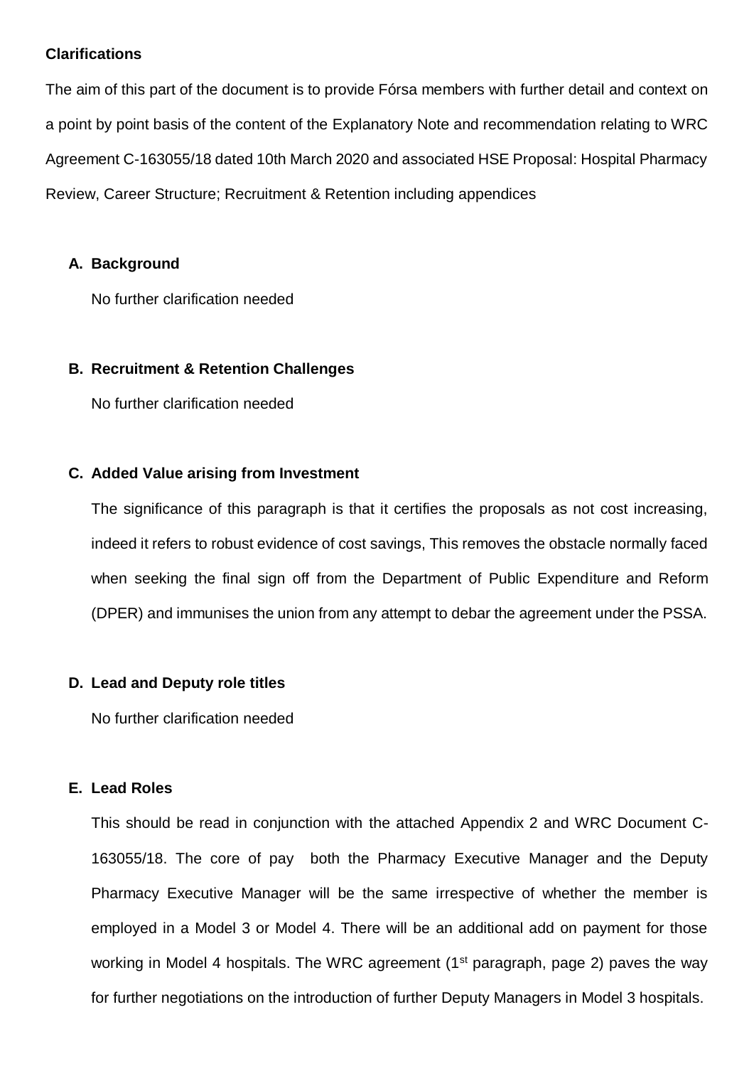**Clarifications**

The aim of this part of the document is to provide Fórsa members with further detail and context on a point by point basis of the content of the Explanatory Note and recommendation relating to WRC Agreement C-163055/18 dated 10th March 2020 and associated HSE Proposal: Hospital Pharmacy Review, Career Structure; Recruitment & Retention including appendices

**A. Background**

No further clarification needed

**B. Recruitment & Retention Challenges**

No further clarification needed

**C. Added Value arising from Investment**

The significance of this paragraph is that it certifies the proposals as not cost increasing, indeed it refers to robust evidence of cost savings, This removes the obstacle normally faced when seeking the final sign off from the Department of Public Expenditure and Reform (DPER) and immunises the union from any attempt to debar the agreement under the PSSA.

**D. Lead and Deputy role titles**

No further clarification needed

**E. Lead Roles**

This should be read in conjunction with the attached Appendix 2 and WRC Document C-163055/18. The core of pay both the Pharmacy Executive Manager and the Deputy Pharmacy Executive Manager will be the same irrespective of whether the member is employed in a Model 3 or Model 4. There will be an additional add on payment for those working in Model 4 hospitals. The WRC agreement (1st paragraph, page 2) paves the way for further negotiations on the introduction of further Deputy Managers in Model 3 hospitals.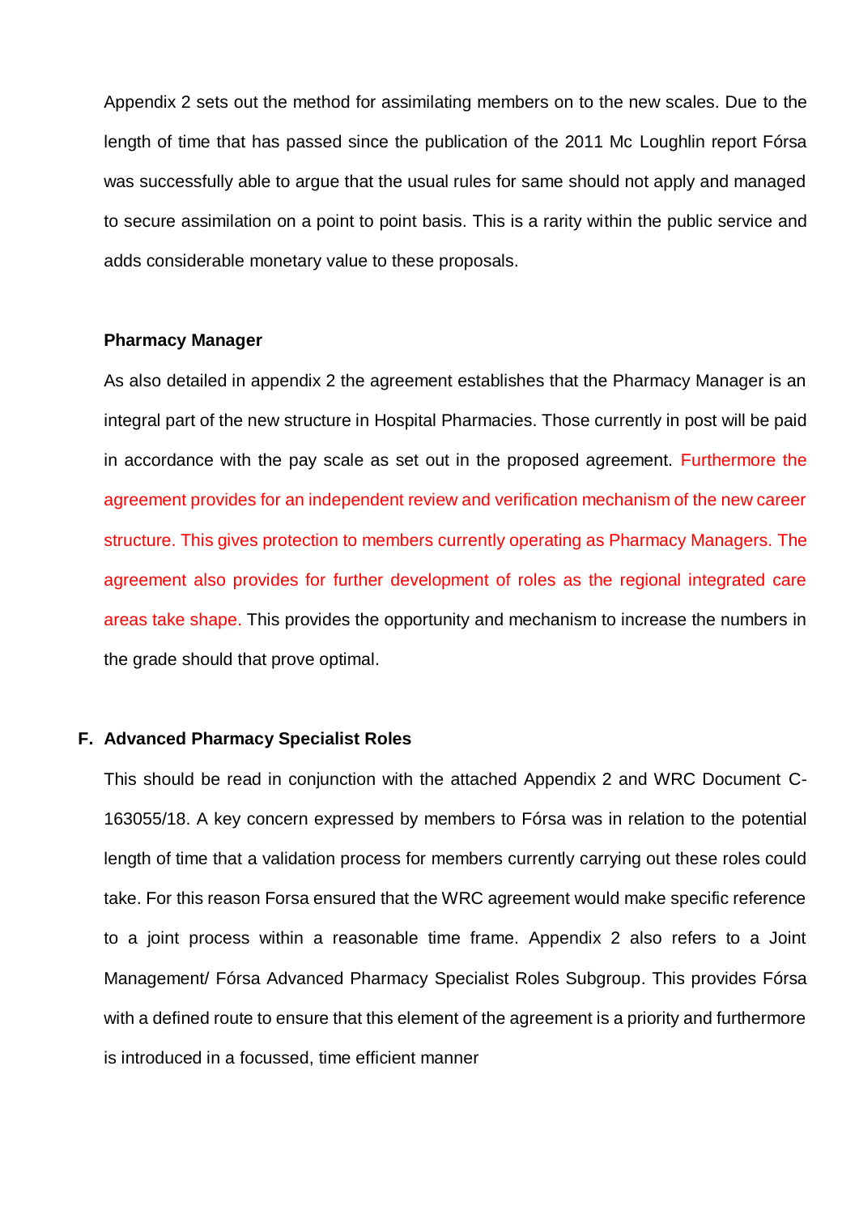Appendix 2 sets out the method for assimilating members on to the new scales. Due to the length of time that has passed since the publication of the 2011 Mc Loughlin report Fórsa was successfully able to argue that the usual rules for same should not apply and managed to secure assimilation on a point to point basis. This is a rarity within the public service and adds considerable monetary value to these proposals.

**Pharmacy Manager**

As also detailed in appendix 2 the agreement establishes that the Pharmacy Manager is an integral part of the new structure in Hospital Pharmacies. Those currently in post will be paid in accordance with the pay scale as set out in the proposed agreement. Furthermore the agreement provides for an independent review and verification mechanism of the new career structure. This gives protection to members currently operating as Pharmacy Managers. The agreement also provides for further development of roles as the regional integrated care areas take shape. This provides the opportunity and mechanism to increase the numbers in the grade should that prove optimal.

**F. Advanced Pharmacy Specialist Roles**

This should be read in conjunction with the attached Appendix 2 and WRC Document C-163055/18. A key concern expressed by members to Fórsa was in relation to the potential length of time that a validation process for members currently carrying out these roles could take. For this reason Forsa ensured that the WRC agreement would make specific reference to a joint process within a reasonable time frame. Appendix 2 also refers to a Joint Management/ Fórsa Advanced Pharmacy Specialist Roles Subgroup. This provides Fórsa with a defined route to ensure that this element of the agreement is a priority and furthermore is introduced in a focussed, time efficient manner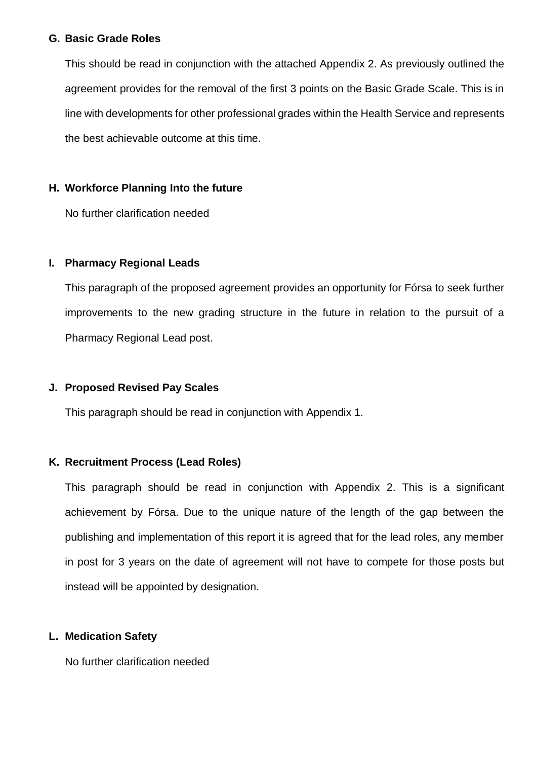**G. Basic Grade Roles**

This should be read in conjunction with the attached Appendix 2. As previously outlined the agreement provides for the removal of the first 3 points on the Basic Grade Scale. This is in line with developments for other professional grades within the Health Service and represents the best achievable outcome at this time.

**H. Workforce Planning Into the future**

No further clarification needed

**I. Pharmacy Regional Leads**

This paragraph of the proposed agreement provides an opportunity for Fórsa to seek further improvements to the new grading structure in the future in relation to the pursuit of a Pharmacy Regional Lead post.

**J. Proposed Revised Pay Scales**

This paragraph should be read in conjunction with Appendix 1.

**K. Recruitment Process (Lead Roles)**

This paragraph should be read in conjunction with Appendix 2. This is a significant achievement by Fórsa. Due to the unique nature of the length of the gap between the publishing and implementation of this report it is agreed that for the lead roles, any member in post for 3 years on the date of agreement will not have to compete for those posts but instead will be appointed by designation.

**L. Medication Safety**

No further clarification needed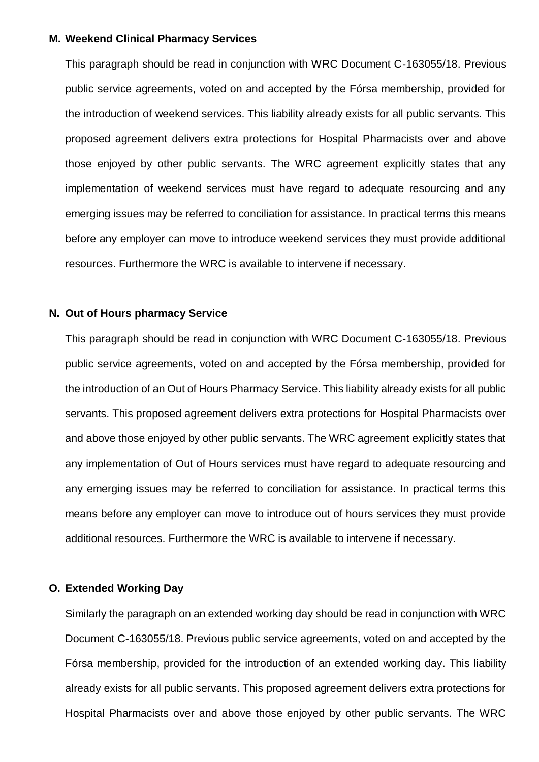**M. Weekend Clinical Pharmacy Services**

This paragraph should be read in conjunction with WRC Document C-163055/18. Previous public service agreements, voted on and accepted by the Fórsa membership, provided for the introduction of weekend services. This liability already exists for all public servants. This proposed agreement delivers extra protections for Hospital Pharmacists over and above those enjoyed by other public servants. The WRC agreement explicitly states that any implementation of weekend services must have regard to adequate resourcing and any emerging issues may be referred to conciliation for assistance. In practical terms this means before any employer can move to introduce weekend services they must provide additional resources. Furthermore the WRC is available to intervene if necessary.

**N. Out of Hours pharmacy Service**

This paragraph should be read in conjunction with WRC Document C-163055/18. Previous public service agreements, voted on and accepted by the Fórsa membership, provided for the introduction of an Out of Hours Pharmacy Service. This liability already exists for all public servants. This proposed agreement delivers extra protections for Hospital Pharmacists over and above those enjoyed by other public servants. The WRC agreement explicitly states that any implementation of Out of Hours services must have regard to adequate resourcing and any emerging issues may be referred to conciliation for assistance. In practical terms this means before any employer can move to introduce out of hours services they must provide additional resources. Furthermore the WRC is available to intervene if necessary.

**O. Extended Working Day**

Similarly the paragraph on an extended working day should be read in conjunction with WRC Document C-163055/18. Previous public service agreements, voted on and accepted by the Fórsa membership, provided for the introduction of an extended working day. This liability already exists for all public servants. This proposed agreement delivers extra protections for Hospital Pharmacists over and above those enjoyed by other public servants. The WRC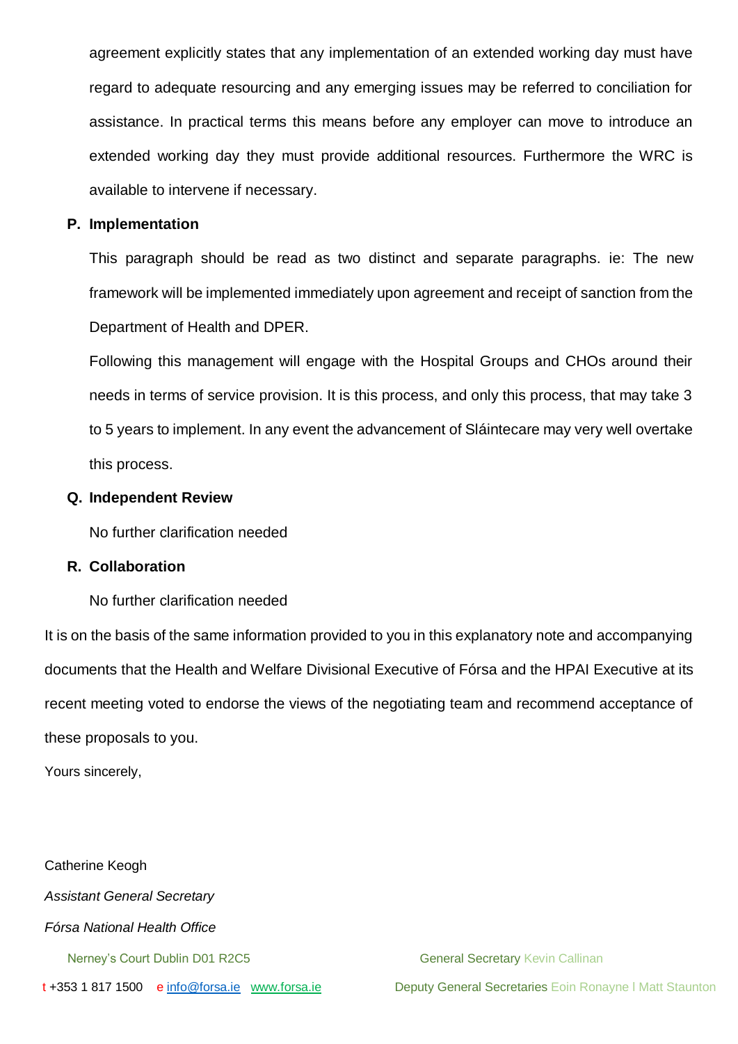agreement explicitly states that any implementation of an extended working day must have regard to adequate resourcing and any emerging issues may be referred to conciliation for assistance. In practical terms this means before any employer can move to introduce an extended working day they must provide additional resources. Furthermore the WRC is available to intervene if necessary.

**P. Implementation**

This paragraph should be read as two distinct and separate paragraphs. ie: The new framework will be implemented immediately upon agreement and receipt of sanction from the Department of Health and DPER.

Following this management will engage with the Hospital Groups and CHOs around their needs in terms of service provision. It is this process, and only this process, that may take 3 to 5 years to implement. In any event the advancement of Sláintecare may very well overtake this process.

**Q. Independent Review**

No further clarification needed

**R. Collaboration**

No further clarification needed

It is on the basis of the same information provided to you in this explanatory note and accompanying documents that the Health and Welfare Divisional Executive of Fórsa and the HPAI Executive at its recent meeting voted to endorse the views of the negotiating team and recommend acceptance of these proposals to you.

Yours sincerely,

Catherine Keogh

*Assistant General Secretary*

*Fórsa National Health Office*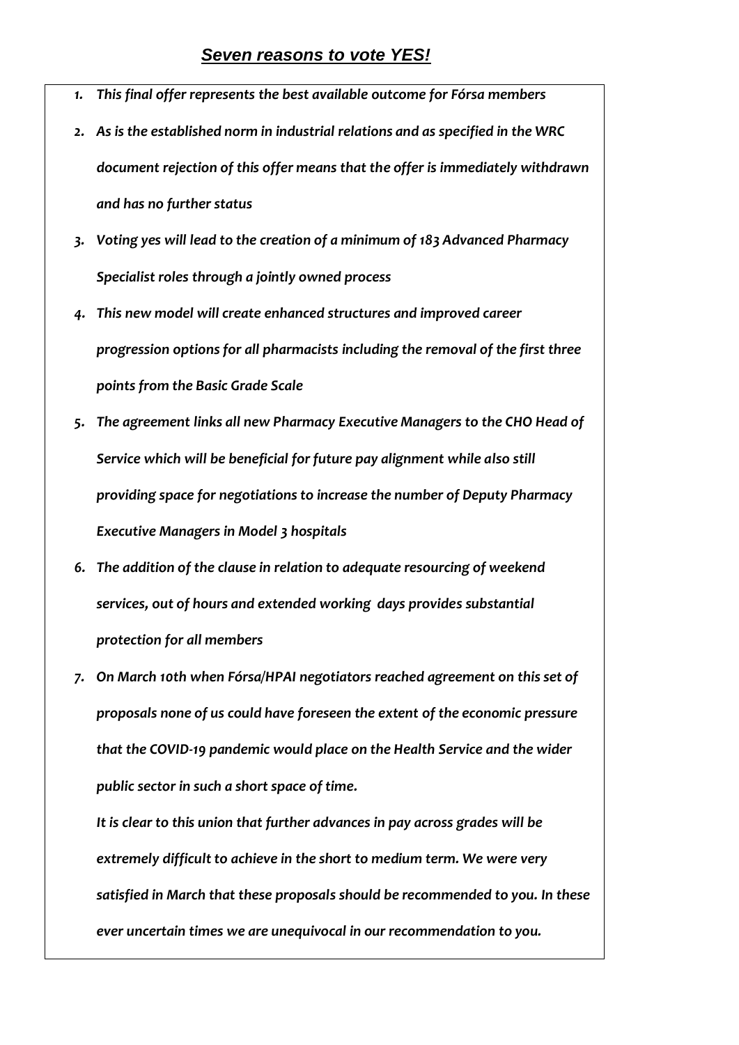## ***Seven reasons to vote YES!***

1. ***This final offer represents the best available outcome for Fórsa members***
2. ***As is the established norm in industrial relations and as specified in the WRC document rejection of this offer means that the offer is immediately withdrawn and has no further status***
3. ***Voting yes will lead to the creation of a minimum of 183 Advanced Pharmacy Specialist roles through a jointly owned process***
4. ***This new model will create enhanced structures and improved career progression options for all pharmacists including the removal of the first three points from the Basic Grade Scale***
5. ***The agreement links all new Pharmacy Executive Managers to the CHO Head of Service which will be beneficial for future pay alignment while also still providing space for negotiations to increase the number of Deputy Pharmacy Executive Managers in Model 3 hospitals***
6. ***The addition of the clause in relation to adequate resourcing of weekend services, out of hours and extended working days provides substantial protection for all members***
7. ***On March 10th when Fórsa/HPAI negotiators reached agreement on this set of proposals none of us could have foreseen the extent of the economic pressure that the COVID-19 pandemic would place on the Health Service and the wider public sector in such a short space of time.***

   ***It is clear to this union that further advances in pay across grades will be extremely difficult to achieve in the short to medium term. We were very satisfied in March that these proposals should be recommended to you. In these ever uncertain times we are unequivocal in our recommendation to you.***